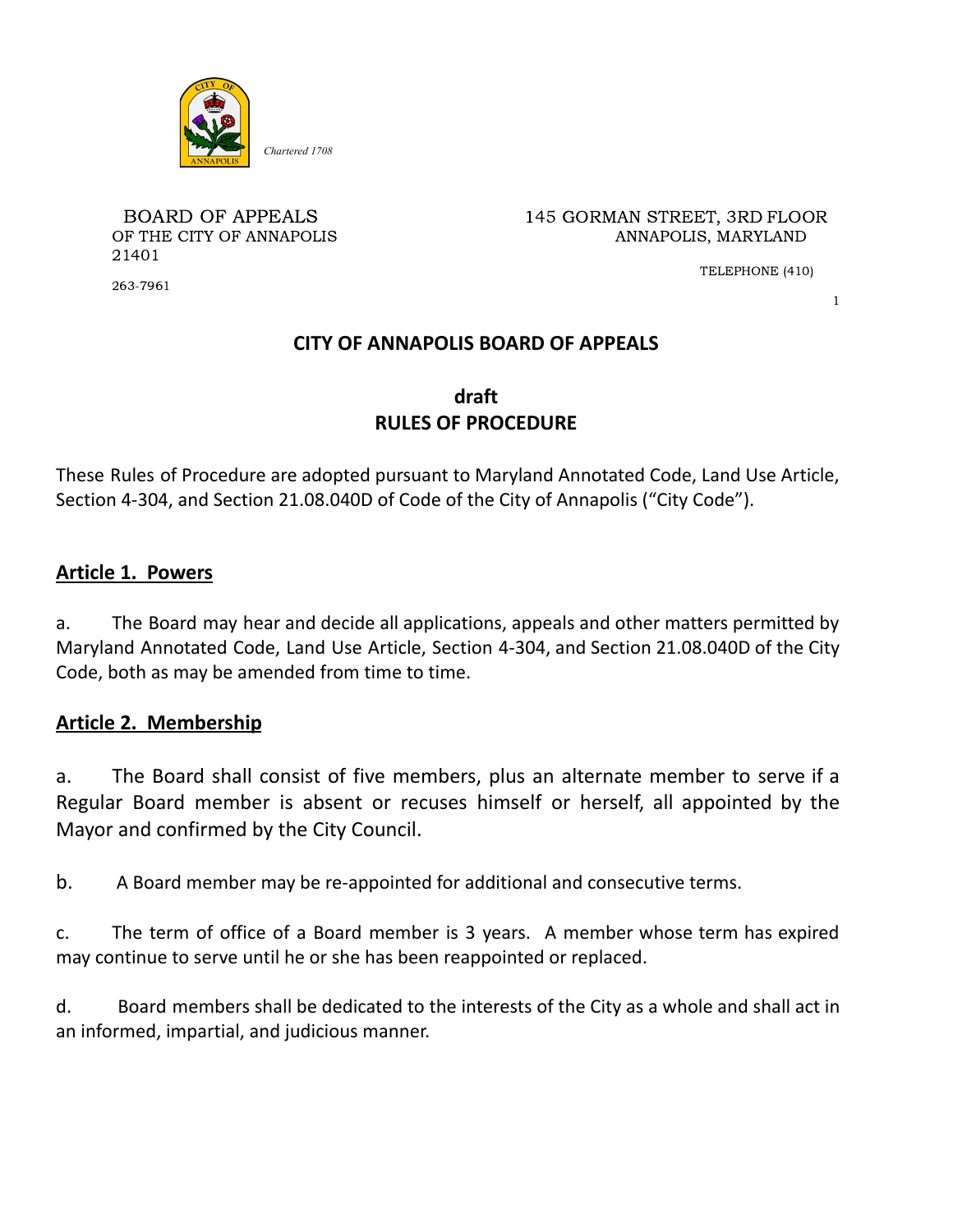*Chartered 1708*

BOARD OF APPEALS
OF THE CITY OF ANNAPOLIS

145 GORMAN STREET, 3RD FLOOR
ANNAPOLIS, MARYLAND 21401

TELEPHONE (410) 263-7961

# CITY OF ANNAPOLIS BOARD OF APPEALS

## draft
## RULES OF PROCEDURE

These Rules of Procedure are adopted pursuant to Maryland Annotated Code, Land Use Article, Section 4-304, and Section 21.08.040D of Code of the City of Annapolis ("City Code").

## Article 1. Powers

a. The Board may hear and decide all applications, appeals and other matters permitted by Maryland Annotated Code, Land Use Article, Section 4-304, and Section 21.08.040D of the City Code, both as may be amended from time to time.

## Article 2. Membership

a. The Board shall consist of five members, plus an alternate member to serve if a Regular Board member is absent or recuses himself or herself, all appointed by the Mayor and confirmed by the City Council.

b. A Board member may be re-appointed for additional and consecutive terms.

c. The term of office of a Board member is 3 years. A member whose term has expired may continue to serve until he or she has been reappointed or replaced.

d. Board members shall be dedicated to the interests of the City as a whole and shall act in an informed, impartial, and judicious manner.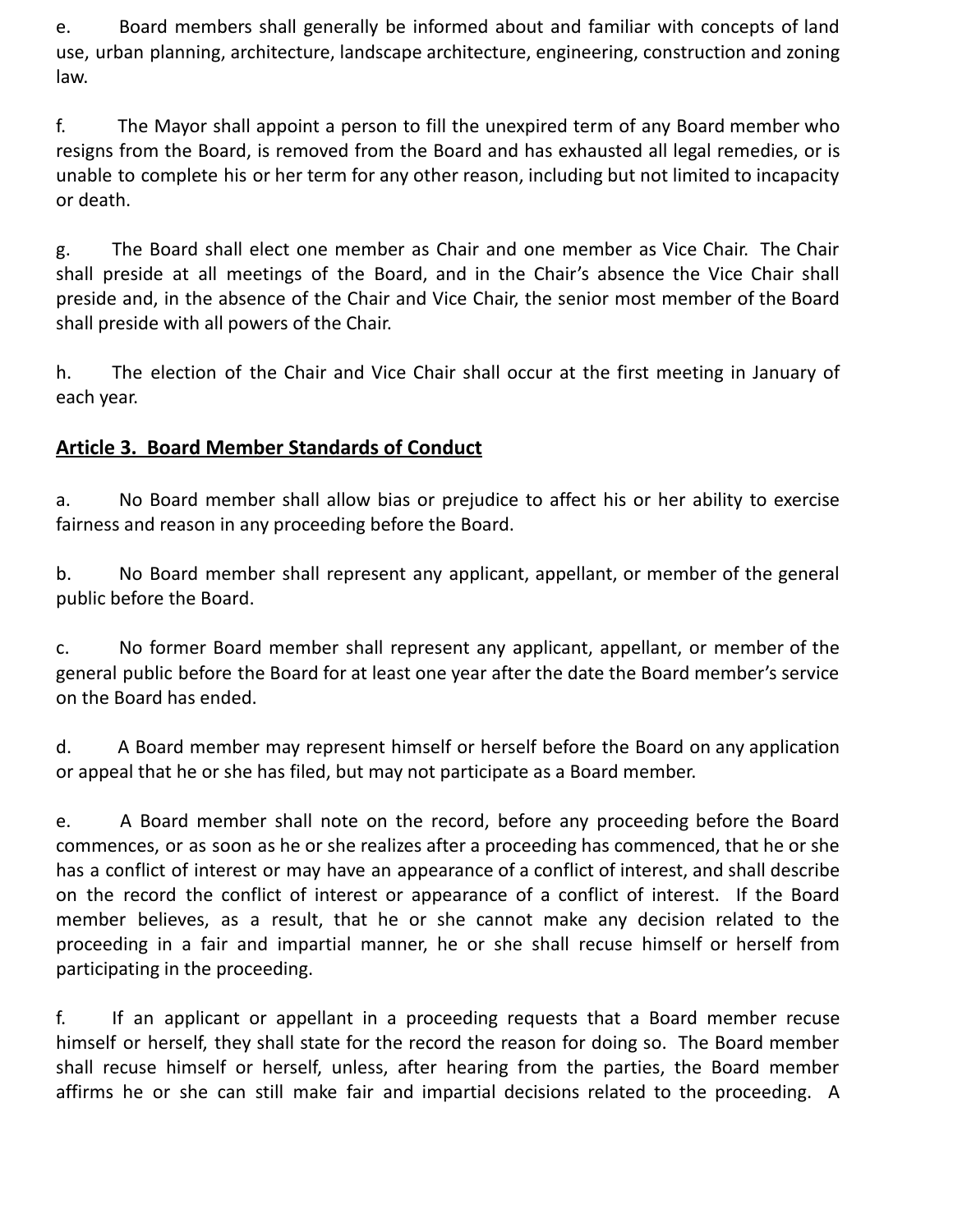e. Board members shall generally be informed about and familiar with concepts of land use, urban planning, architecture, landscape architecture, engineering, construction and zoning law.

f. The Mayor shall appoint a person to fill the unexpired term of any Board member who resigns from the Board, is removed from the Board and has exhausted all legal remedies, or is unable to complete his or her term for any other reason, including but not limited to incapacity or death.

g. The Board shall elect one member as Chair and one member as Vice Chair. The Chair shall preside at all meetings of the Board, and in the Chair's absence the Vice Chair shall preside and, in the absence of the Chair and Vice Chair, the senior most member of the Board shall preside with all powers of the Chair.

h. The election of the Chair and Vice Chair shall occur at the first meeting in January of each year.

## Article 3. Board Member Standards of Conduct

a. No Board member shall allow bias or prejudice to affect his or her ability to exercise fairness and reason in any proceeding before the Board.

b. No Board member shall represent any applicant, appellant, or member of the general public before the Board.

c. No former Board member shall represent any applicant, appellant, or member of the general public before the Board for at least one year after the date the Board member's service on the Board has ended.

d. A Board member may represent himself or herself before the Board on any application or appeal that he or she has filed, but may not participate as a Board member.

e. A Board member shall note on the record, before any proceeding before the Board commences, or as soon as he or she realizes after a proceeding has commenced, that he or she has a conflict of interest or may have an appearance of a conflict of interest, and shall describe on the record the conflict of interest or appearance of a conflict of interest. If the Board member believes, as a result, that he or she cannot make any decision related to the proceeding in a fair and impartial manner, he or she shall recuse himself or herself from participating in the proceeding.

f. If an applicant or appellant in a proceeding requests that a Board member recuse himself or herself, they shall state for the record the reason for doing so. The Board member shall recuse himself or herself, unless, after hearing from the parties, the Board member affirms he or she can still make fair and impartial decisions related to the proceeding. A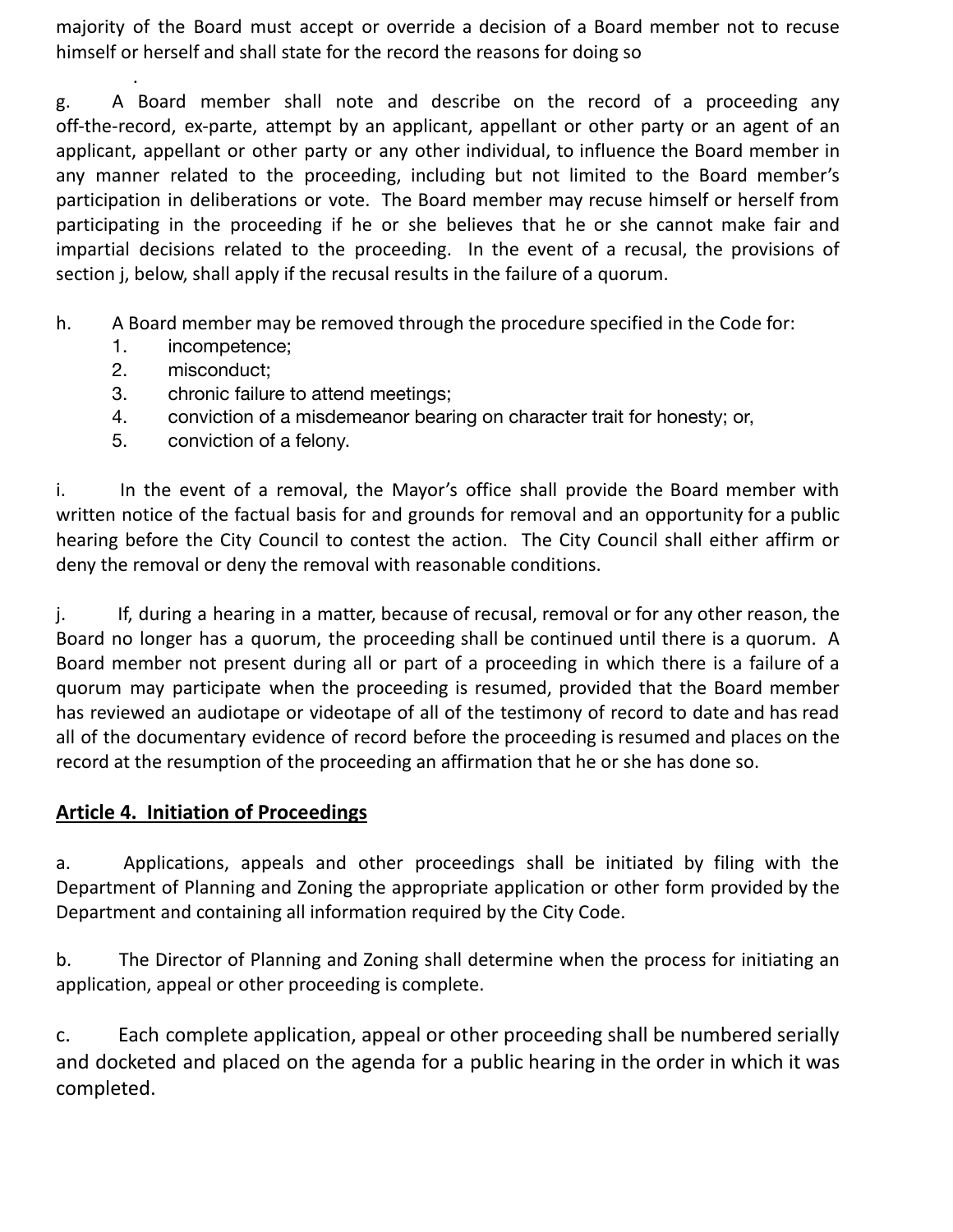majority of the Board must accept or override a decision of a Board member not to recuse himself or herself and shall state for the record the reasons for doing so

g. A Board member shall note and describe on the record of a proceeding any off-the-record, ex-parte, attempt by an applicant, appellant or other party or an agent of an applicant, appellant or other party or any other individual, to influence the Board member in any manner related to the proceeding, including but not limited to the Board member's participation in deliberations or vote. The Board member may recuse himself or herself from participating in the proceeding if he or she believes that he or she cannot make fair and impartial decisions related to the proceeding. In the event of a recusal, the provisions of section j, below, shall apply if the recusal results in the failure of a quorum.

h. A Board member may be removed through the procedure specified in the Code for:
   1. incompetence;
   2. misconduct;
   3. chronic failure to attend meetings;
   4. conviction of a misdemeanor bearing on character trait for honesty; or,
   5. conviction of a felony.

i. In the event of a removal, the Mayor's office shall provide the Board member with written notice of the factual basis for and grounds for removal and an opportunity for a public hearing before the City Council to contest the action. The City Council shall either affirm or deny the removal or deny the removal with reasonable conditions.

j. If, during a hearing in a matter, because of recusal, removal or for any other reason, the Board no longer has a quorum, the proceeding shall be continued until there is a quorum. A Board member not present during all or part of a proceeding in which there is a failure of a quorum may participate when the proceeding is resumed, provided that the Board member has reviewed an audiotape or videotape of all of the testimony of record to date and has read all of the documentary evidence of record before the proceeding is resumed and places on the record at the resumption of the proceeding an affirmation that he or she has done so.

## Article 4. Initiation of Proceedings

a. Applications, appeals and other proceedings shall be initiated by filing with the Department of Planning and Zoning the appropriate application or other form provided by the Department and containing all information required by the City Code.

b. The Director of Planning and Zoning shall determine when the process for initiating an application, appeal or other proceeding is complete.

c. Each complete application, appeal or other proceeding shall be numbered serially and docketed and placed on the agenda for a public hearing in the order in which it was completed.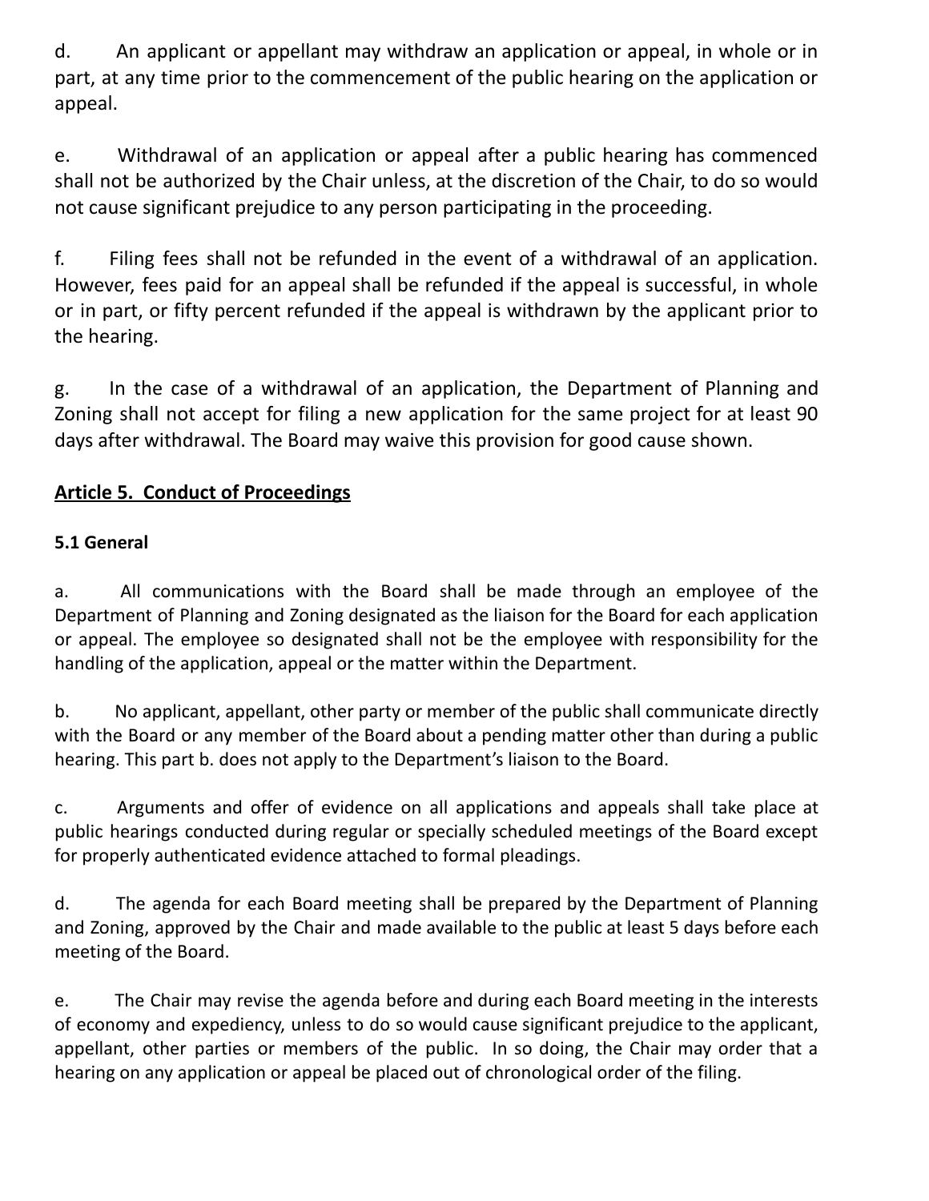d. An applicant or appellant may withdraw an application or appeal, in whole or in part, at any time prior to the commencement of the public hearing on the application or appeal.

e. Withdrawal of an application or appeal after a public hearing has commenced shall not be authorized by the Chair unless, at the discretion of the Chair, to do so would not cause significant prejudice to any person participating in the proceeding.

f. Filing fees shall not be refunded in the event of a withdrawal of an application. However, fees paid for an appeal shall be refunded if the appeal is successful, in whole or in part, or fifty percent refunded if the appeal is withdrawn by the applicant prior to the hearing.

g. In the case of a withdrawal of an application, the Department of Planning and Zoning shall not accept for filing a new application for the same project for at least 90 days after withdrawal. The Board may waive this provision for good cause shown.

## <u>Article 5. Conduct of Proceedings</u>

### 5.1 General

a. All communications with the Board shall be made through an employee of the Department of Planning and Zoning designated as the liaison for the Board for each application or appeal. The employee so designated shall not be the employee with responsibility for the handling of the application, appeal or the matter within the Department.

b. No applicant, appellant, other party or member of the public shall communicate directly with the Board or any member of the Board about a pending matter other than during a public hearing. This part b. does not apply to the Department's liaison to the Board.

c. Arguments and offer of evidence on all applications and appeals shall take place at public hearings conducted during regular or specially scheduled meetings of the Board except for properly authenticated evidence attached to formal pleadings.

d. The agenda for each Board meeting shall be prepared by the Department of Planning and Zoning, approved by the Chair and made available to the public at least 5 days before each meeting of the Board.

e. The Chair may revise the agenda before and during each Board meeting in the interests of economy and expediency, unless to do so would cause significant prejudice to the applicant, appellant, other parties or members of the public. In so doing, the Chair may order that a hearing on any application or appeal be placed out of chronological order of the filing.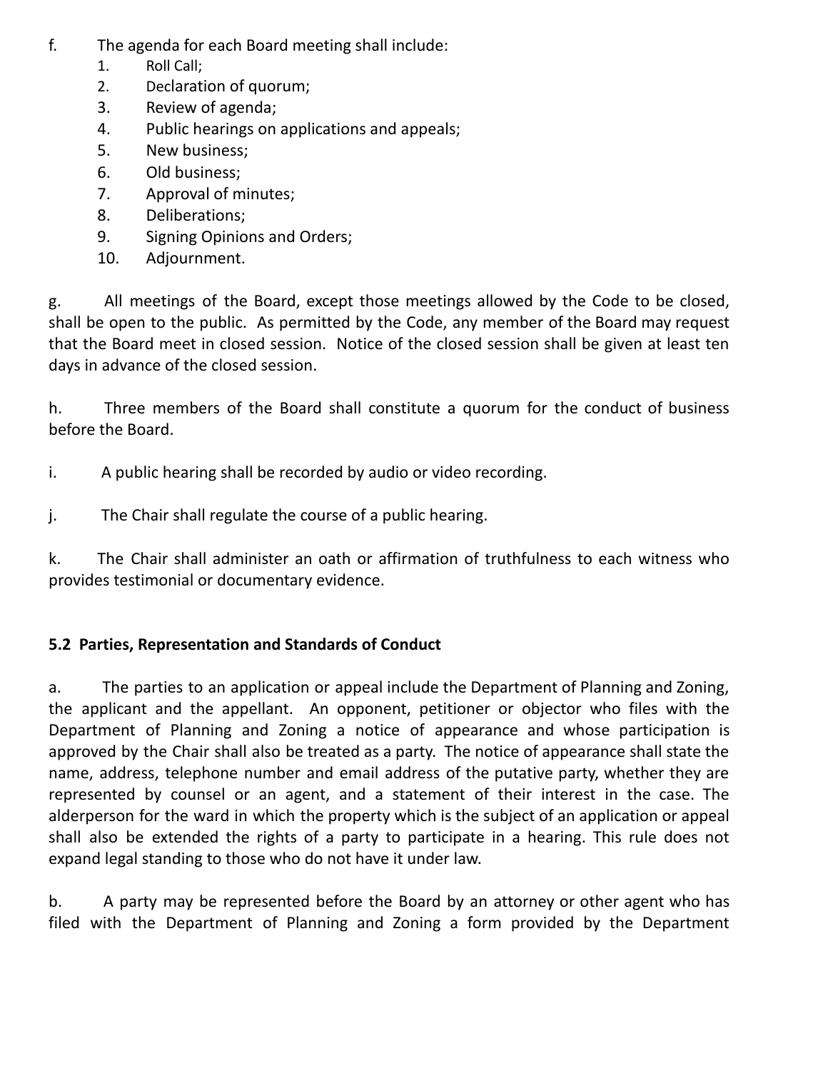f. The agenda for each Board meeting shall include:

1. Roll Call;
2. Declaration of quorum;
3. Review of agenda;
4. Public hearings on applications and appeals;
5. New business;
6. Old business;
7. Approval of minutes;
8. Deliberations;
9. Signing Opinions and Orders;
10. Adjournment.

g. All meetings of the Board, except those meetings allowed by the Code to be closed, shall be open to the public. As permitted by the Code, any member of the Board may request that the Board meet in closed session. Notice of the closed session shall be given at least ten days in advance of the closed session.

h. Three members of the Board shall constitute a quorum for the conduct of business before the Board.

i. A public hearing shall be recorded by audio or video recording.

j. The Chair shall regulate the course of a public hearing.

k. The Chair shall administer an oath or affirmation of truthfulness to each witness who provides testimonial or documentary evidence.

**5.2 Parties, Representation and Standards of Conduct**

a. The parties to an application or appeal include the Department of Planning and Zoning, the applicant and the appellant. An opponent, petitioner or objector who files with the Department of Planning and Zoning a notice of appearance and whose participation is approved by the Chair shall also be treated as a party. The notice of appearance shall state the name, address, telephone number and email address of the putative party, whether they are represented by counsel or an agent, and a statement of their interest in the case. The alderperson for the ward in which the property which is the subject of an application or appeal shall also be extended the rights of a party to participate in a hearing. This rule does not expand legal standing to those who do not have it under law.

b. A party may be represented before the Board by an attorney or other agent who has filed with the Department of Planning and Zoning a form provided by the Department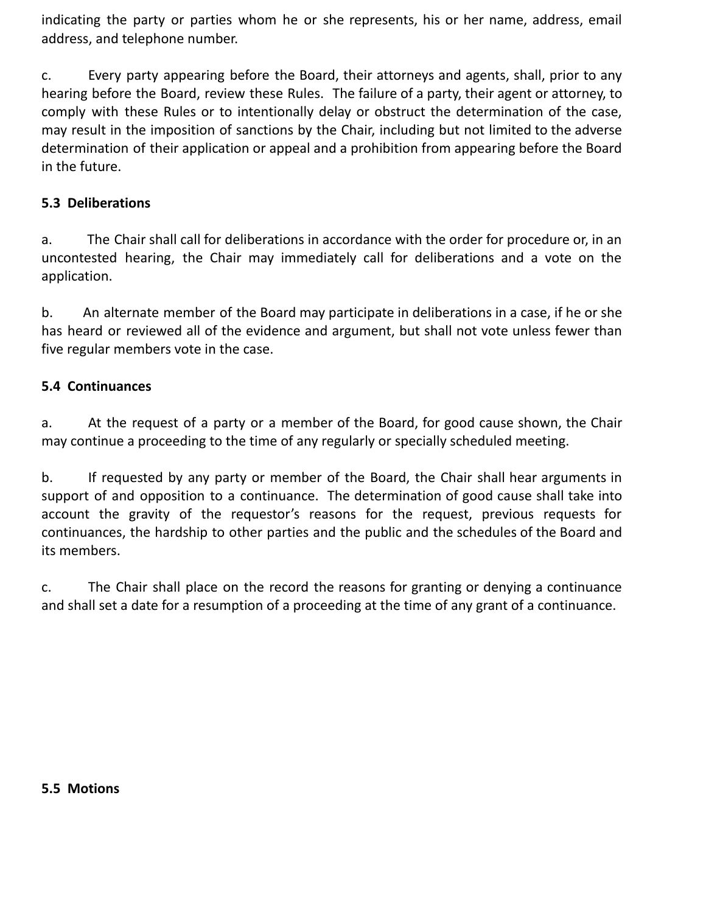indicating the party or parties whom he or she represents, his or her name, address, email address, and telephone number.

c. Every party appearing before the Board, their attorneys and agents, shall, prior to any hearing before the Board, review these Rules. The failure of a party, their agent or attorney, to comply with these Rules or to intentionally delay or obstruct the determination of the case, may result in the imposition of sanctions by the Chair, including but not limited to the adverse determination of their application or appeal and a prohibition from appearing before the Board in the future.

### 5.3 Deliberations

a. The Chair shall call for deliberations in accordance with the order for procedure or, in an uncontested hearing, the Chair may immediately call for deliberations and a vote on the application.

b. An alternate member of the Board may participate in deliberations in a case, if he or she has heard or reviewed all of the evidence and argument, but shall not vote unless fewer than five regular members vote in the case.

### 5.4 Continuances

a. At the request of a party or a member of the Board, for good cause shown, the Chair may continue a proceeding to the time of any regularly or specially scheduled meeting.

b. If requested by any party or member of the Board, the Chair shall hear arguments in support of and opposition to a continuance. The determination of good cause shall take into account the gravity of the requestor's reasons for the request, previous requests for continuances, the hardship to other parties and the public and the schedules of the Board and its members.

c. The Chair shall place on the record the reasons for granting or denying a continuance and shall set a date for a resumption of a proceeding at the time of any grant of a continuance.

### 5.5 Motions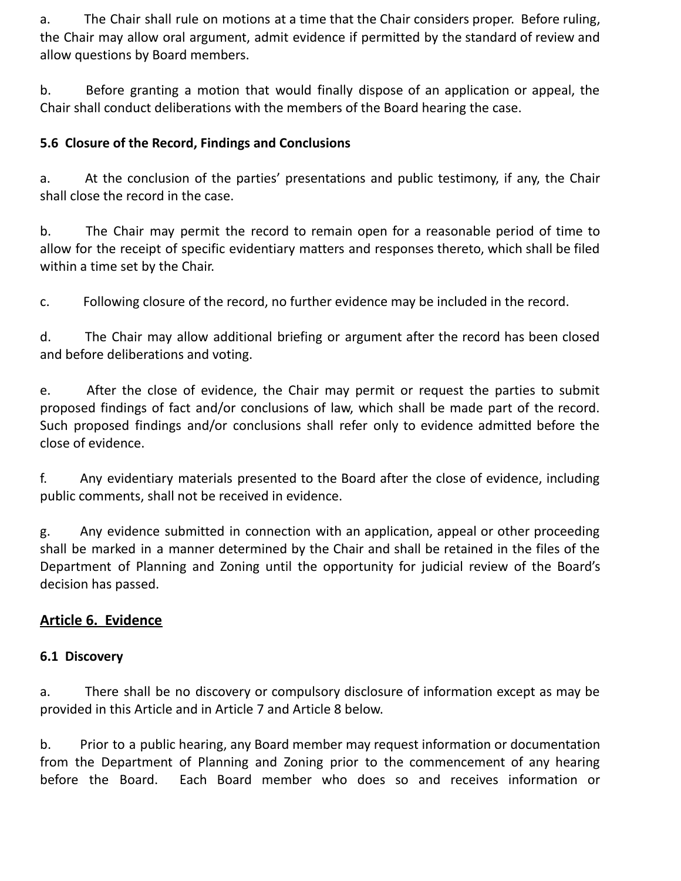a. The Chair shall rule on motions at a time that the Chair considers proper. Before ruling, the Chair may allow oral argument, admit evidence if permitted by the standard of review and allow questions by Board members.

b. Before granting a motion that would finally dispose of an application or appeal, the Chair shall conduct deliberations with the members of the Board hearing the case.

### 5.6 Closure of the Record, Findings and Conclusions

a. At the conclusion of the parties' presentations and public testimony, if any, the Chair shall close the record in the case.

b. The Chair may permit the record to remain open for a reasonable period of time to allow for the receipt of specific evidentiary matters and responses thereto, which shall be filed within a time set by the Chair.

c. Following closure of the record, no further evidence may be included in the record.

d. The Chair may allow additional briefing or argument after the record has been closed and before deliberations and voting.

e. After the close of evidence, the Chair may permit or request the parties to submit proposed findings of fact and/or conclusions of law, which shall be made part of the record. Such proposed findings and/or conclusions shall refer only to evidence admitted before the close of evidence.

f. Any evidentiary materials presented to the Board after the close of evidence, including public comments, shall not be received in evidence.

g. Any evidence submitted in connection with an application, appeal or other proceeding shall be marked in a manner determined by the Chair and shall be retained in the files of the Department of Planning and Zoning until the opportunity for judicial review of the Board's decision has passed.

## Article 6. Evidence

### 6.1 Discovery

a. There shall be no discovery or compulsory disclosure of information except as may be provided in this Article and in Article 7 and Article 8 below.

b. Prior to a public hearing, any Board member may request information or documentation from the Department of Planning and Zoning prior to the commencement of any hearing before the Board. Each Board member who does so and receives information or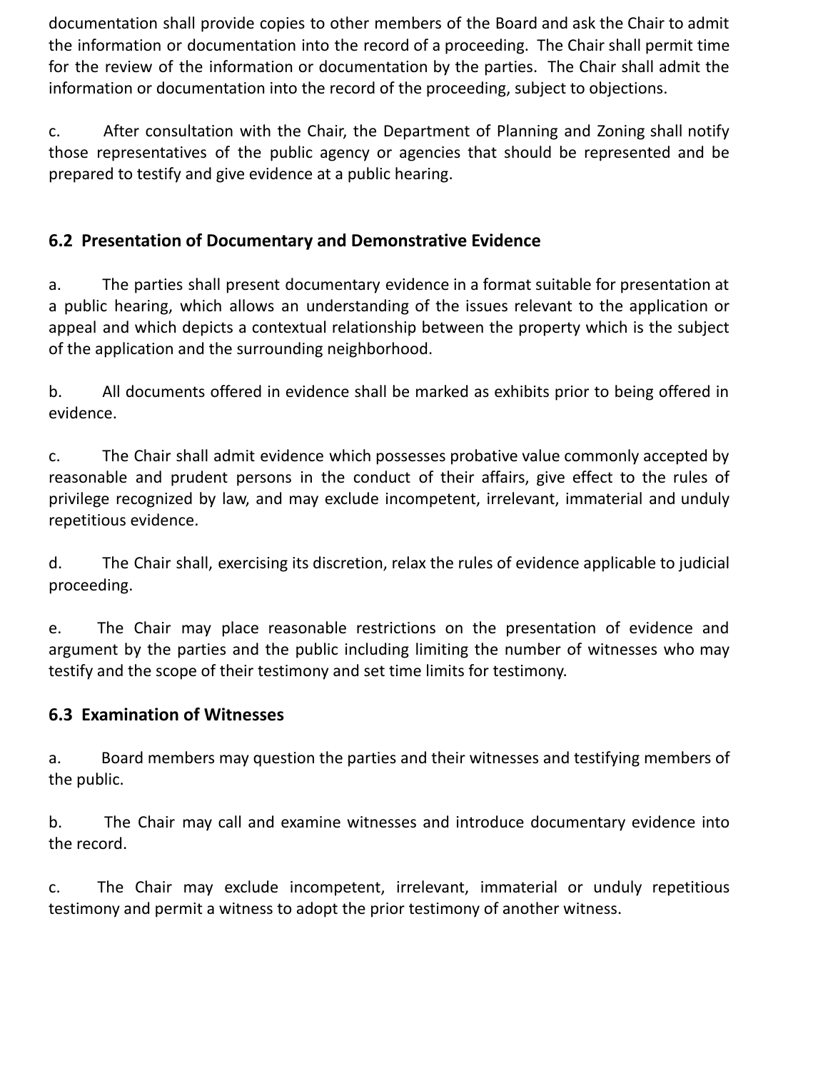documentation shall provide copies to other members of the Board and ask the Chair to admit the information or documentation into the record of a proceeding. The Chair shall permit time for the review of the information or documentation by the parties. The Chair shall admit the information or documentation into the record of the proceeding, subject to objections.

c. After consultation with the Chair, the Department of Planning and Zoning shall notify those representatives of the public agency or agencies that should be represented and be prepared to testify and give evidence at a public hearing.

### 6.2 Presentation of Documentary and Demonstrative Evidence

a. The parties shall present documentary evidence in a format suitable for presentation at a public hearing, which allows an understanding of the issues relevant to the application or appeal and which depicts a contextual relationship between the property which is the subject of the application and the surrounding neighborhood.

b. All documents offered in evidence shall be marked as exhibits prior to being offered in evidence.

c. The Chair shall admit evidence which possesses probative value commonly accepted by reasonable and prudent persons in the conduct of their affairs, give effect to the rules of privilege recognized by law, and may exclude incompetent, irrelevant, immaterial and unduly repetitious evidence.

d. The Chair shall, exercising its discretion, relax the rules of evidence applicable to judicial proceeding.

e. The Chair may place reasonable restrictions on the presentation of evidence and argument by the parties and the public including limiting the number of witnesses who may testify and the scope of their testimony and set time limits for testimony.

### 6.3 Examination of Witnesses

a. Board members may question the parties and their witnesses and testifying members of the public.

b. The Chair may call and examine witnesses and introduce documentary evidence into the record.

c. The Chair may exclude incompetent, irrelevant, immaterial or unduly repetitious testimony and permit a witness to adopt the prior testimony of another witness.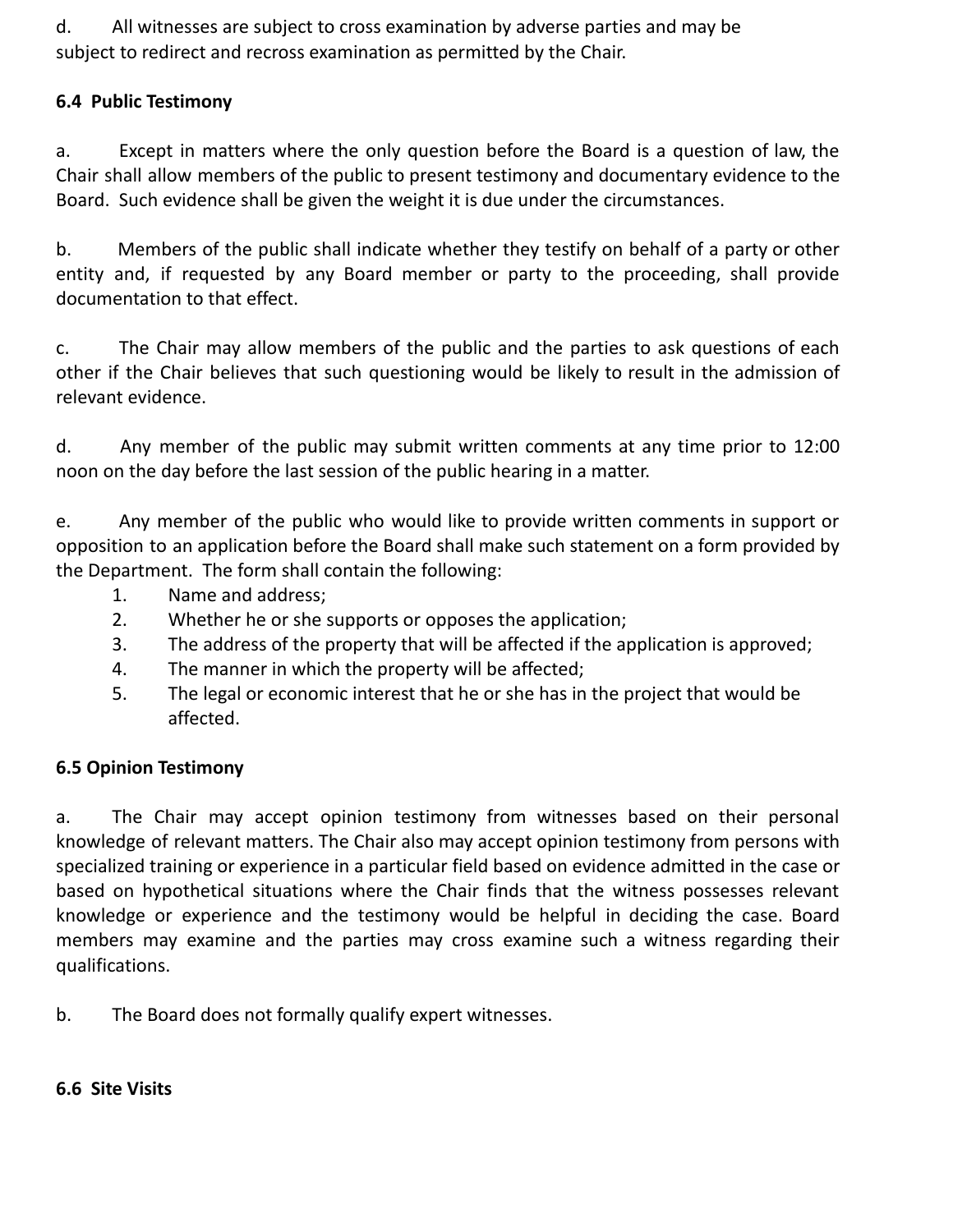d. All witnesses are subject to cross examination by adverse parties and may be subject to redirect and recross examination as permitted by the Chair.

### 6.4 Public Testimony

a. Except in matters where the only question before the Board is a question of law, the Chair shall allow members of the public to present testimony and documentary evidence to the Board. Such evidence shall be given the weight it is due under the circumstances.

b. Members of the public shall indicate whether they testify on behalf of a party or other entity and, if requested by any Board member or party to the proceeding, shall provide documentation to that effect.

c. The Chair may allow members of the public and the parties to ask questions of each other if the Chair believes that such questioning would be likely to result in the admission of relevant evidence.

d. Any member of the public may submit written comments at any time prior to 12:00 noon on the day before the last session of the public hearing in a matter.

e. Any member of the public who would like to provide written comments in support or opposition to an application before the Board shall make such statement on a form provided by the Department. The form shall contain the following:

1. Name and address;
2. Whether he or she supports or opposes the application;
3. The address of the property that will be affected if the application is approved;
4. The manner in which the property will be affected;
5. The legal or economic interest that he or she has in the project that would be affected.

### 6.5 Opinion Testimony

a. The Chair may accept opinion testimony from witnesses based on their personal knowledge of relevant matters. The Chair also may accept opinion testimony from persons with specialized training or experience in a particular field based on evidence admitted in the case or based on hypothetical situations where the Chair finds that the witness possesses relevant knowledge or experience and the testimony would be helpful in deciding the case. Board members may examine and the parties may cross examine such a witness regarding their qualifications.

b. The Board does not formally qualify expert witnesses.

### 6.6 Site Visits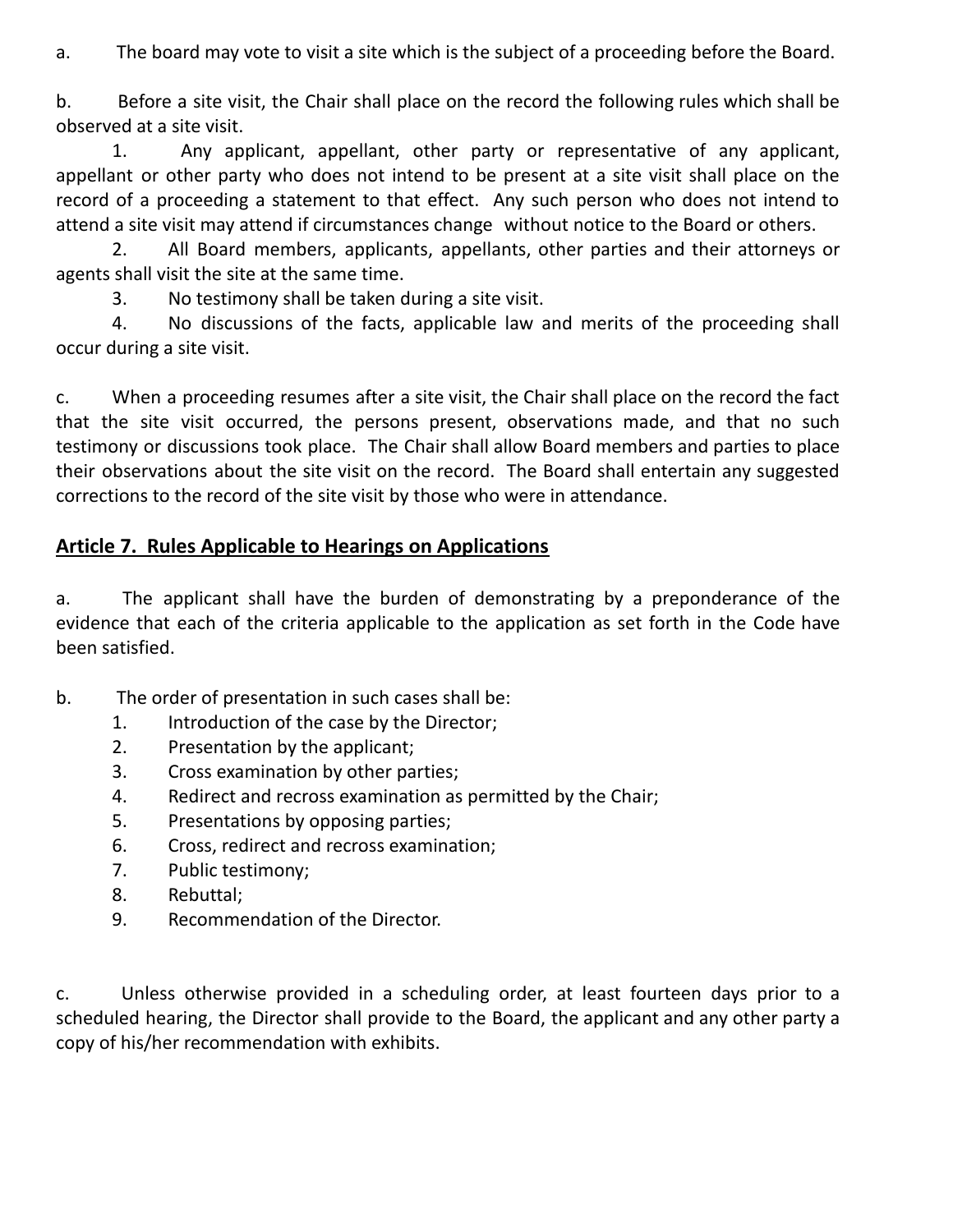a. The board may vote to visit a site which is the subject of a proceeding before the Board.

b. Before a site visit, the Chair shall place on the record the following rules which shall be observed at a site visit.

1. Any applicant, appellant, other party or representative of any applicant, appellant or other party who does not intend to be present at a site visit shall place on the record of a proceeding a statement to that effect. Any such person who does not intend to attend a site visit may attend if circumstances change without notice to the Board or others.
2. All Board members, applicants, appellants, other parties and their attorneys or agents shall visit the site at the same time.
3. No testimony shall be taken during a site visit.
4. No discussions of the facts, applicable law and merits of the proceeding shall occur during a site visit.

c. When a proceeding resumes after a site visit, the Chair shall place on the record the fact that the site visit occurred, the persons present, observations made, and that no such testimony or discussions took place. The Chair shall allow Board members and parties to place their observations about the site visit on the record. The Board shall entertain any suggested corrections to the record of the site visit by those who were in attendance.

## **Article 7. Rules Applicable to Hearings on Applications**

a. The applicant shall have the burden of demonstrating by a preponderance of the evidence that each of the criteria applicable to the application as set forth in the Code have been satisfied.

b. The order of presentation in such cases shall be:

1. Introduction of the case by the Director;
2. Presentation by the applicant;
3. Cross examination by other parties;
4. Redirect and recross examination as permitted by the Chair;
5. Presentations by opposing parties;
6. Cross, redirect and recross examination;
7. Public testimony;
8. Rebuttal;
9. Recommendation of the Director.

c. Unless otherwise provided in a scheduling order, at least fourteen days prior to a scheduled hearing, the Director shall provide to the Board, the applicant and any other party a copy of his/her recommendation with exhibits.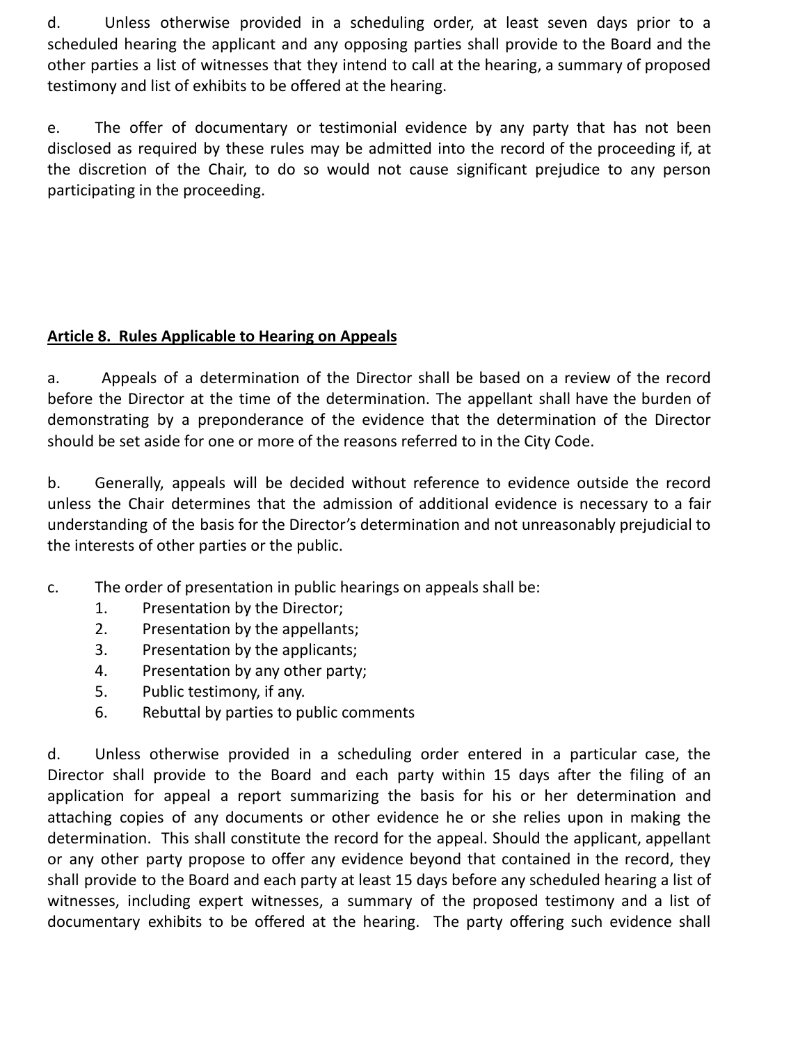d. Unless otherwise provided in a scheduling order, at least seven days prior to a scheduled hearing the applicant and any opposing parties shall provide to the Board and the other parties a list of witnesses that they intend to call at the hearing, a summary of proposed testimony and list of exhibits to be offered at the hearing.

e. The offer of documentary or testimonial evidence by any party that has not been disclosed as required by these rules may be admitted into the record of the proceeding if, at the discretion of the Chair, to do so would not cause significant prejudice to any person participating in the proceeding.

## Article 8. Rules Applicable to Hearing on Appeals

a. Appeals of a determination of the Director shall be based on a review of the record before the Director at the time of the determination. The appellant shall have the burden of demonstrating by a preponderance of the evidence that the determination of the Director should be set aside for one or more of the reasons referred to in the City Code.

b. Generally, appeals will be decided without reference to evidence outside the record unless the Chair determines that the admission of additional evidence is necessary to a fair understanding of the basis for the Director's determination and not unreasonably prejudicial to the interests of other parties or the public.

c. The order of presentation in public hearings on appeals shall be:

1. Presentation by the Director;
2. Presentation by the appellants;
3. Presentation by the applicants;
4. Presentation by any other party;
5. Public testimony, if any.
6. Rebuttal by parties to public comments

d. Unless otherwise provided in a scheduling order entered in a particular case, the Director shall provide to the Board and each party within 15 days after the filing of an application for appeal a report summarizing the basis for his or her determination and attaching copies of any documents or other evidence he or she relies upon in making the determination. This shall constitute the record for the appeal. Should the applicant, appellant or any other party propose to offer any evidence beyond that contained in the record, they shall provide to the Board and each party at least 15 days before any scheduled hearing a list of witnesses, including expert witnesses, a summary of the proposed testimony and a list of documentary exhibits to be offered at the hearing. The party offering such evidence shall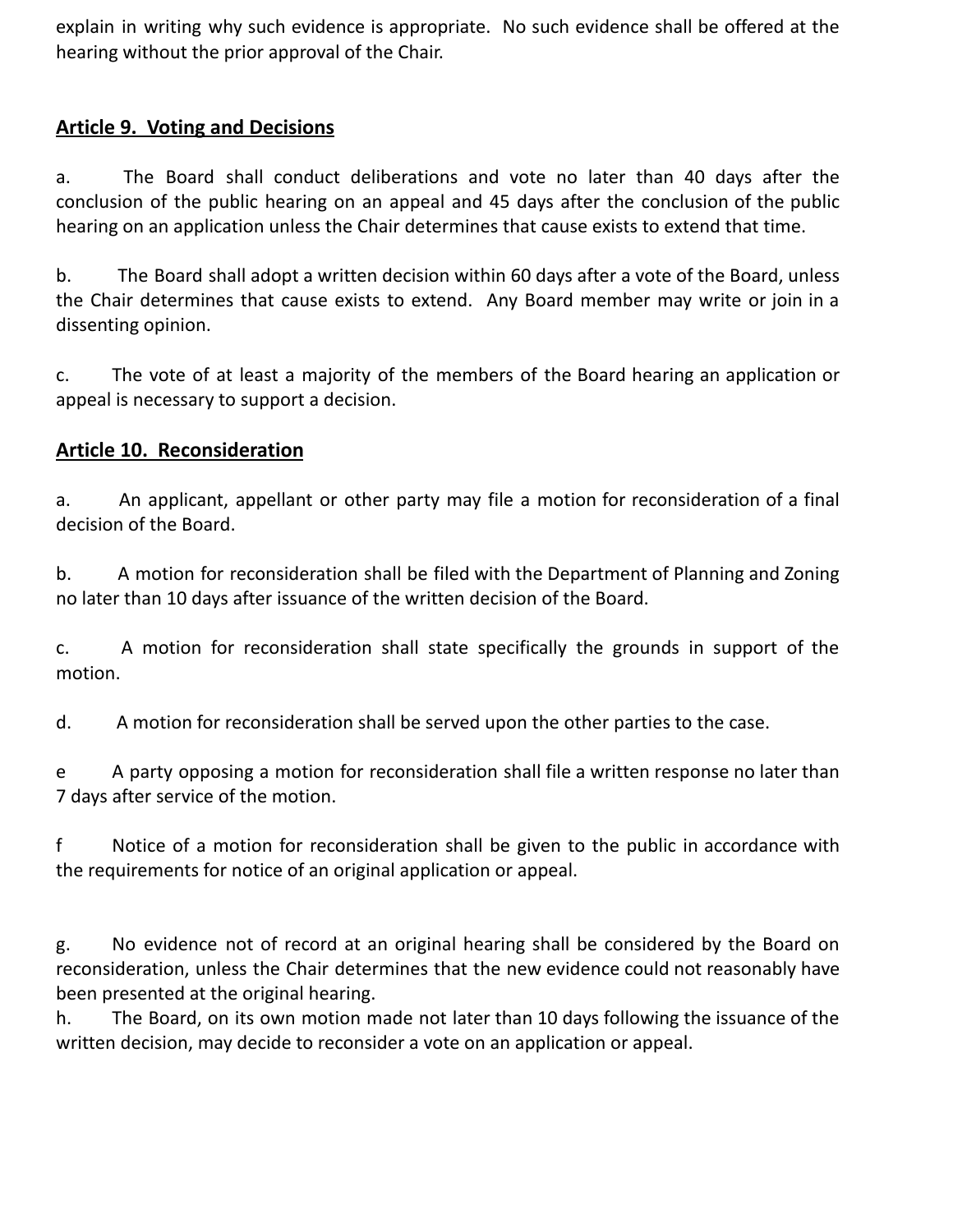explain in writing why such evidence is appropriate. No such evidence shall be offered at the hearing without the prior approval of the Chair.

## Article 9. Voting and Decisions

a. The Board shall conduct deliberations and vote no later than 40 days after the conclusion of the public hearing on an appeal and 45 days after the conclusion of the public hearing on an application unless the Chair determines that cause exists to extend that time.

b. The Board shall adopt a written decision within 60 days after a vote of the Board, unless the Chair determines that cause exists to extend. Any Board member may write or join in a dissenting opinion.

c. The vote of at least a majority of the members of the Board hearing an application or appeal is necessary to support a decision.

## Article 10. Reconsideration

a. An applicant, appellant or other party may file a motion for reconsideration of a final decision of the Board.

b. A motion for reconsideration shall be filed with the Department of Planning and Zoning no later than 10 days after issuance of the written decision of the Board.

c. A motion for reconsideration shall state specifically the grounds in support of the motion.

d. A motion for reconsideration shall be served upon the other parties to the case.

e A party opposing a motion for reconsideration shall file a written response no later than 7 days after service of the motion.

f Notice of a motion for reconsideration shall be given to the public in accordance with the requirements for notice of an original application or appeal.

g. No evidence not of record at an original hearing shall be considered by the Board on reconsideration, unless the Chair determines that the new evidence could not reasonably have been presented at the original hearing.

h. The Board, on its own motion made not later than 10 days following the issuance of the written decision, may decide to reconsider a vote on an application or appeal.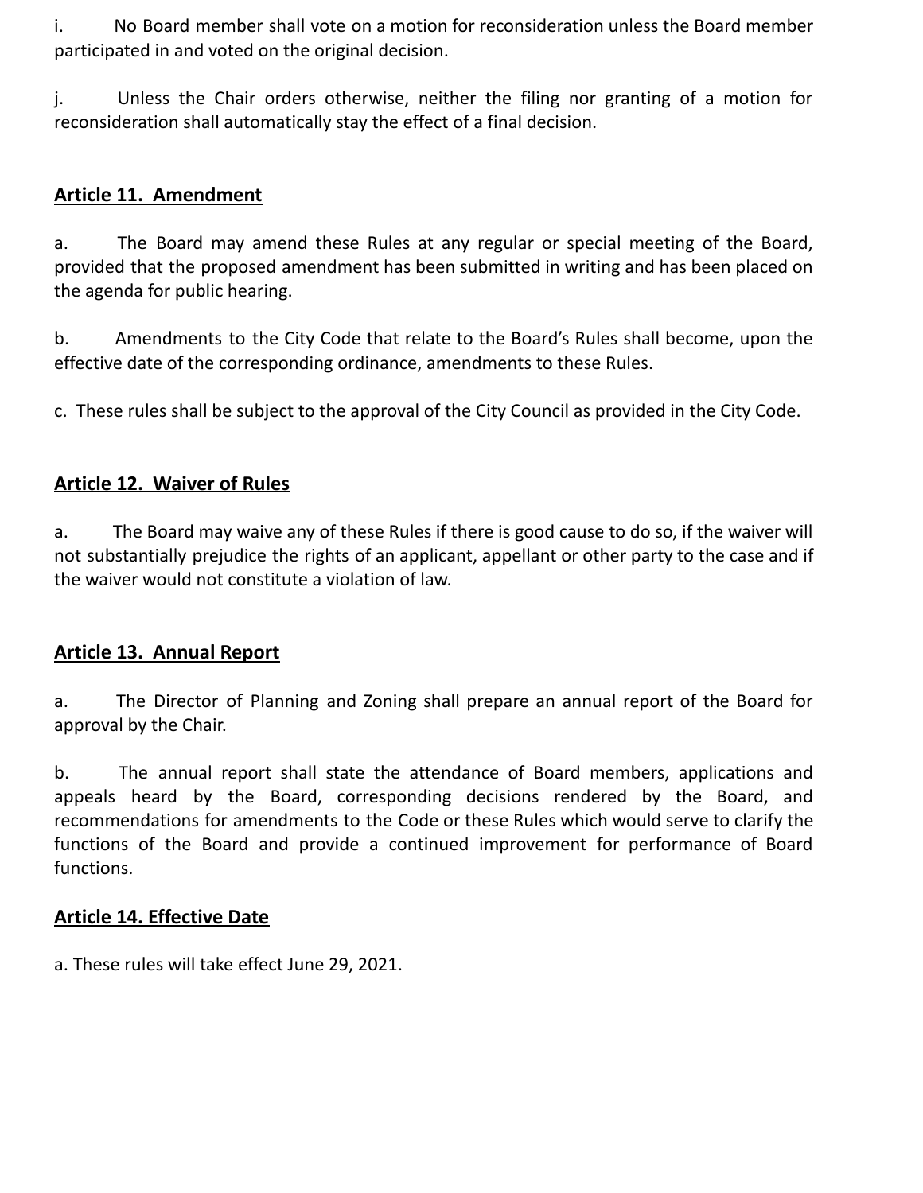i. No Board member shall vote on a motion for reconsideration unless the Board member participated in and voted on the original decision.

j. Unless the Chair orders otherwise, neither the filing nor granting of a motion for reconsideration shall automatically stay the effect of a final decision.

## **Article 11. Amendment**

a. The Board may amend these Rules at any regular or special meeting of the Board, provided that the proposed amendment has been submitted in writing and has been placed on the agenda for public hearing.

b. Amendments to the City Code that relate to the Board's Rules shall become, upon the effective date of the corresponding ordinance, amendments to these Rules.

c. These rules shall be subject to the approval of the City Council as provided in the City Code.

## **Article 12. Waiver of Rules**

a. The Board may waive any of these Rules if there is good cause to do so, if the waiver will not substantially prejudice the rights of an applicant, appellant or other party to the case and if the waiver would not constitute a violation of law.

## **Article 13. Annual Report**

a. The Director of Planning and Zoning shall prepare an annual report of the Board for approval by the Chair.

b. The annual report shall state the attendance of Board members, applications and appeals heard by the Board, corresponding decisions rendered by the Board, and recommendations for amendments to the Code or these Rules which would serve to clarify the functions of the Board and provide a continued improvement for performance of Board functions.

## **Article 14. Effective Date**

a. These rules will take effect June 29, 2021.